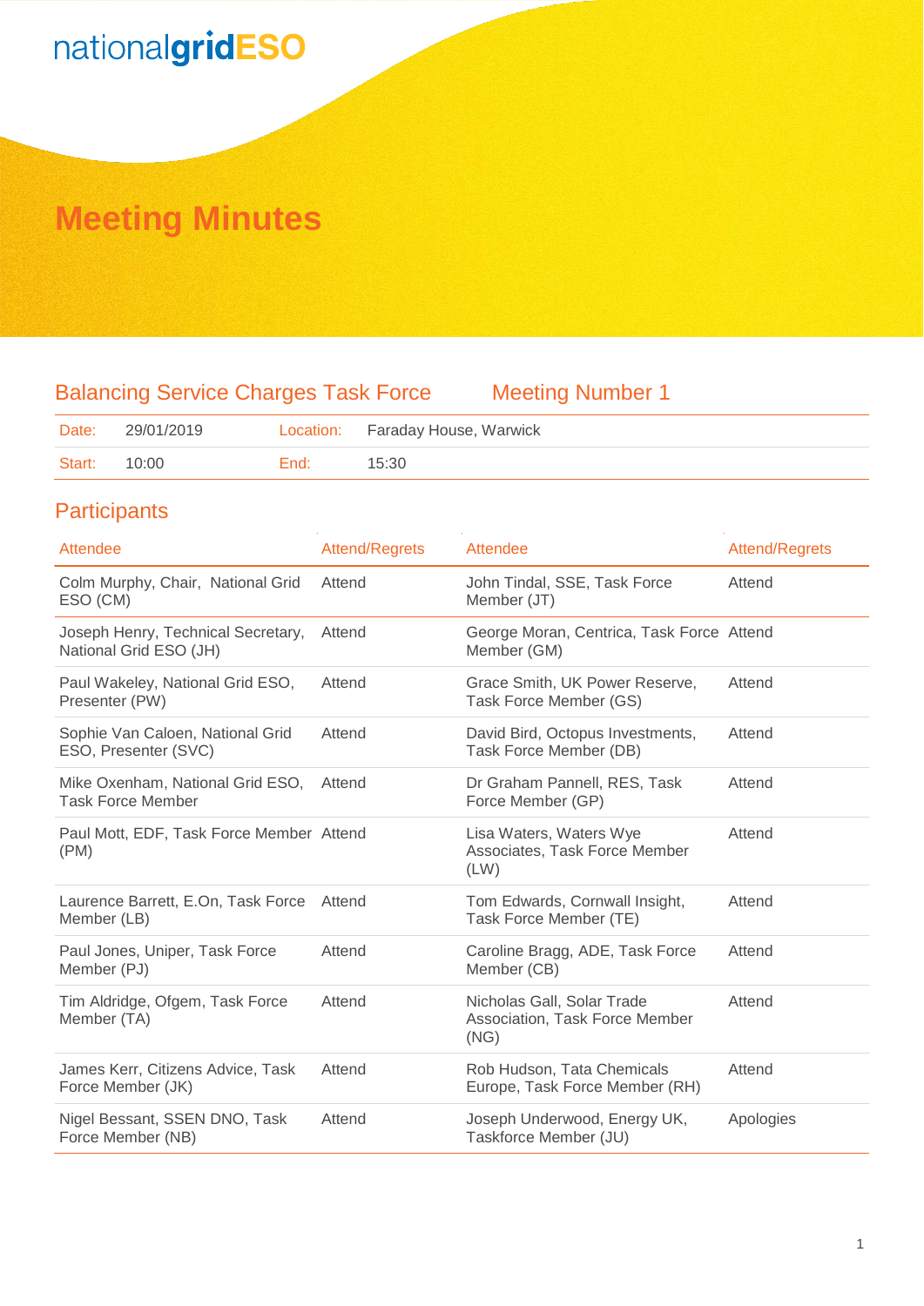nationalgridESO

# Meeting Minutes

## Balancing Service Charges Task Force — Meeting Number 1

| Date: | 29/01/2019 | Location: | Faraday House, Warwick |
|---|---|---|---|
| Start: | 10:00 | End: | 15:30 |

## Participants

| Attendee | Attend/Regrets | Attendee | Attend/Regrets |
|---|---|---|---|
| Colm Murphy, Chair, National Grid ESO (CM) | Attend | John Tindal, SSE, Task Force Member (JT) | Attend |
| Joseph Henry, Technical Secretary, National Grid ESO (JH) | Attend | George Moran, Centrica, Task Force Member (GM) | Attend |
| Paul Wakeley, National Grid ESO, Presenter (PW) | Attend | Grace Smith, UK Power Reserve, Task Force Member (GS) | Attend |
| Sophie Van Caloen, National Grid ESO, Presenter (SVC) | Attend | David Bird, Octopus Investments, Task Force Member (DB) | Attend |
| Mike Oxenham, National Grid ESO, Task Force Member | Attend | Dr Graham Pannell, RES, Task Force Member (GP) | Attend |
| Paul Mott, EDF, Task Force Member (PM) | Attend | Lisa Waters, Waters Wye Associates, Task Force Member (LW) | Attend |
| Laurence Barrett, E.On, Task Force Member (LB) | Attend | Tom Edwards, Cornwall Insight, Task Force Member (TE) | Attend |
| Paul Jones, Uniper, Task Force Member (PJ) | Attend | Caroline Bragg, ADE, Task Force Member (CB) | Attend |
| Tim Aldridge, Ofgem, Task Force Member (TA) | Attend | Nicholas Gall, Solar Trade Association, Task Force Member (NG) | Attend |
| James Kerr, Citizens Advice, Task Force Member (JK) | Attend | Rob Hudson, Tata Chemicals Europe, Task Force Member (RH) | Attend |
| Nigel Bessant, SSEN DNO, Task Force Member (NB) | Attend | Joseph Underwood, Energy UK, Taskforce Member (JU) | Apologies |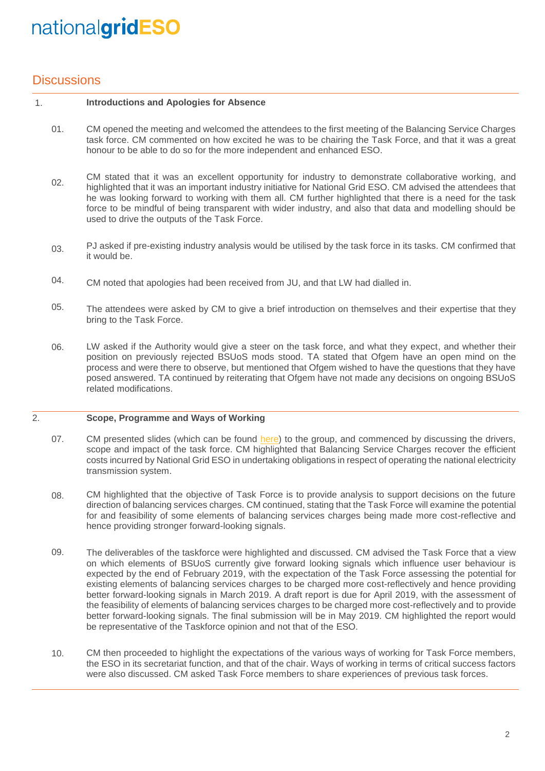## Discussions

### 1. Introductions and Apologies for Absence

01. CM opened the meeting and welcomed the attendees to the first meeting of the Balancing Service Charges task force. CM commented on how excited he was to be chairing the Task Force, and that it was a great honour to be able to do so for the more independent and enhanced ESO.

02. CM stated that it was an excellent opportunity for industry to demonstrate collaborative working, and highlighted that it was an important industry initiative for National Grid ESO. CM advised the attendees that he was looking forward to working with them all. CM further highlighted that there is a need for the task force to be mindful of being transparent with wider industry, and also that data and modelling should be used to drive the outputs of the Task Force.

03. PJ asked if pre-existing industry analysis would be utilised by the task force in its tasks. CM confirmed that it would be.

04. CM noted that apologies had been received from JU, and that LW had dialled in.

05. The attendees were asked by CM to give a brief introduction on themselves and their expertise that they bring to the Task Force.

06. LW asked if the Authority would give a steer on the task force, and what they expect, and whether their position on previously rejected BSUoS mods stood. TA stated that Ofgem have an open mind on the process and were there to observe, but mentioned that Ofgem wished to have the questions that they have posed answered. TA continued by reiterating that Ofgem have not made any decisions on ongoing BSUoS related modifications.

### 2. Scope, Programme and Ways of Working

07. CM presented slides (which can be found here) to the group, and commenced by discussing the drivers, scope and impact of the task force. CM highlighted that Balancing Service Charges recover the efficient costs incurred by National Grid ESO in undertaking obligations in respect of operating the national electricity transmission system.

08. CM highlighted that the objective of Task Force is to provide analysis to support decisions on the future direction of balancing services charges. CM continued, stating that the Task Force will examine the potential for and feasibility of some elements of balancing services charges being made more cost-reflective and hence providing stronger forward-looking signals.

09. The deliverables of the taskforce were highlighted and discussed. CM advised the Task Force that a view on which elements of BSUoS currently give forward looking signals which influence user behaviour is expected by the end of February 2019, with the expectation of the Task Force assessing the potential for existing elements of balancing services charges to be charged more cost-reflectively and hence providing better forward-looking signals in March 2019. A draft report is due for April 2019, with the assessment of the feasibility of elements of balancing services charges to be charged more cost-reflectively and to provide better forward-looking signals. The final submission will be in May 2019. CM highlighted the report would be representative of the Taskforce opinion and not that of the ESO.

10. CM then proceeded to highlight the expectations of the various ways of working for Task Force members, the ESO in its secretariat function, and that of the chair. Ways of working in terms of critical success factors were also discussed. CM asked Task Force members to share experiences of previous task forces.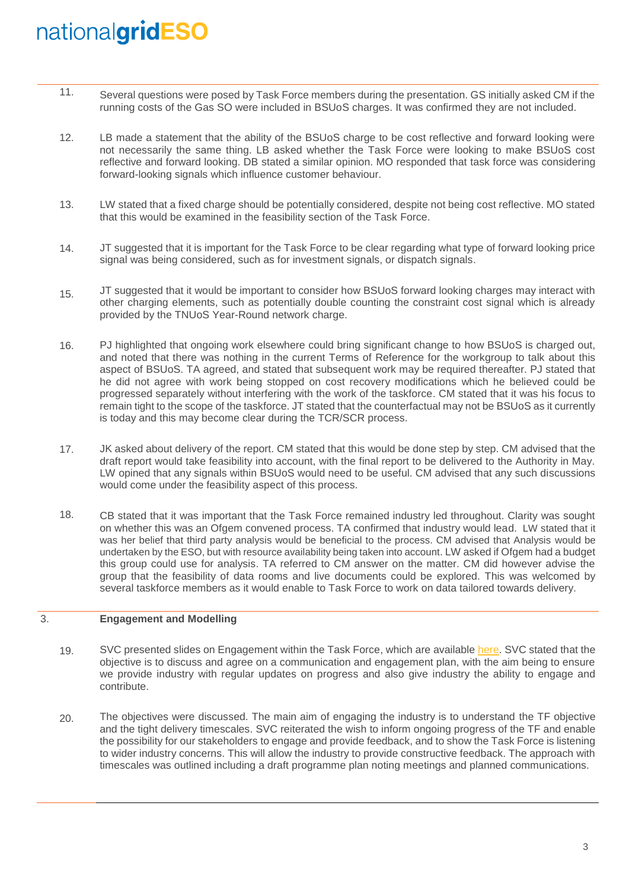11. Several questions were posed by Task Force members during the presentation. GS initially asked CM if the running costs of the Gas SO were included in BSUoS charges. It was confirmed they are not included.

12. LB made a statement that the ability of the BSUoS charge to be cost reflective and forward looking were not necessarily the same thing. LB asked whether the Task Force were looking to make BSUoS cost reflective and forward looking. DB stated a similar opinion. MO responded that task force was considering forward-looking signals which influence customer behaviour.

13. LW stated that a fixed charge should be potentially considered, despite not being cost reflective. MO stated that this would be examined in the feasibility section of the Task Force.

14. JT suggested that it is important for the Task Force to be clear regarding what type of forward looking price signal was being considered, such as for investment signals, or dispatch signals.

15. JT suggested that it would be important to consider how BSUoS forward looking charges may interact with other charging elements, such as potentially double counting the constraint cost signal which is already provided by the TNUoS Year-Round network charge.

16. PJ highlighted that ongoing work elsewhere could bring significant change to how BSUoS is charged out, and noted that there was nothing in the current Terms of Reference for the workgroup to talk about this aspect of BSUoS. TA agreed, and stated that subsequent work may be required thereafter. PJ stated that he did not agree with work being stopped on cost recovery modifications which he believed could be progressed separately without interfering with the work of the taskforce. CM stated that it was his focus to remain tight to the scope of the taskforce. JT stated that the counterfactual may not be BSUoS as it currently is today and this may become clear during the TCR/SCR process.

17. JK asked about delivery of the report. CM stated that this would be done step by step. CM advised that the draft report would take feasibility into account, with the final report to be delivered to the Authority in May. LW opined that any signals within BSUoS would need to be useful. CM advised that any such discussions would come under the feasibility aspect of this process.

18. CB stated that it was important that the Task Force remained industry led throughout. Clarity was sought on whether this was an Ofgem convened process. TA confirmed that industry would lead. LW stated that it was her belief that third party analysis would be beneficial to the process. CM advised that Analysis would be undertaken by the ESO, but with resource availability being taken into account. LW asked if Ofgem had a budget this group could use for analysis. TA referred to CM answer on the matter. CM did however advise the group that the feasibility of data rooms and live documents could be explored. This was welcomed by several taskforce members as it would enable to Task Force to work on data tailored towards delivery.

## 3. Engagement and Modelling

19. SVC presented slides on Engagement within the Task Force, which are available here. SVC stated that the objective is to discuss and agree on a communication and engagement plan, with the aim being to ensure we provide industry with regular updates on progress and also give industry the ability to engage and contribute.

20. The objectives were discussed. The main aim of engaging the industry is to understand the TF objective and the tight delivery timescales. SVC reiterated the wish to inform ongoing progress of the TF and enable the possibility for our stakeholders to engage and provide feedback, and to show the Task Force is listening to wider industry concerns. This will allow the industry to provide constructive feedback. The approach with timescales was outlined including a draft programme plan noting meetings and planned communications.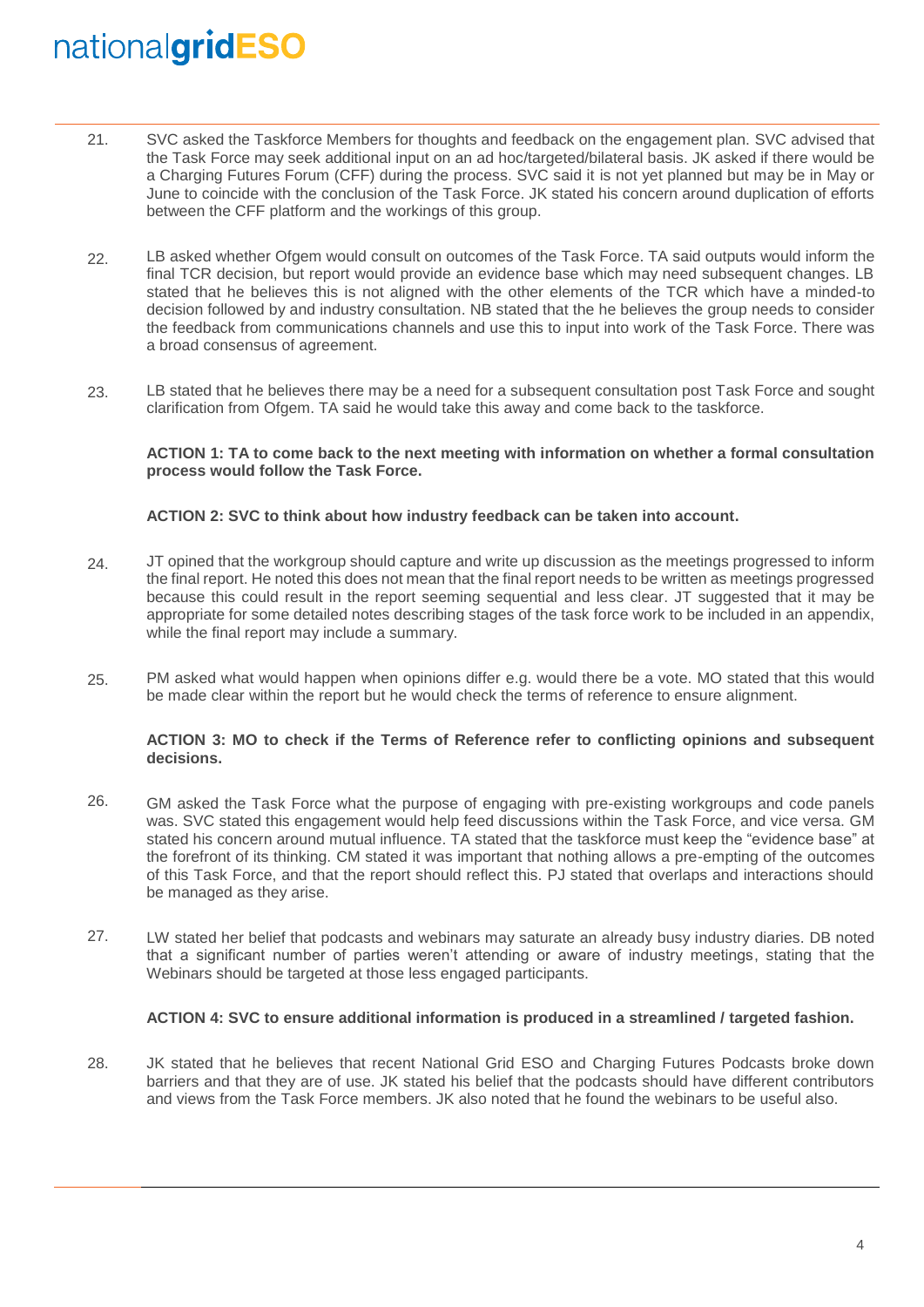21. SVC asked the Taskforce Members for thoughts and feedback on the engagement plan. SVC advised that the Task Force may seek additional input on an ad hoc/targeted/bilateral basis. JK asked if there would be a Charging Futures Forum (CFF) during the process. SVC said it is not yet planned but may be in May or June to coincide with the conclusion of the Task Force. JK stated his concern around duplication of efforts between the CFF platform and the workings of this group.

22. LB asked whether Ofgem would consult on outcomes of the Task Force. TA said outputs would inform the final TCR decision, but report would provide an evidence base which may need subsequent changes. LB stated that he believes this is not aligned with the other elements of the TCR which have a minded-to decision followed by and industry consultation. NB stated that the he believes the group needs to consider the feedback from communications channels and use this to input into work of the Task Force. There was a broad consensus of agreement.

23. LB stated that he believes there may be a need for a subsequent consultation post Task Force and sought clarification from Ofgem. TA said he would take this away and come back to the taskforce.

    **ACTION 1: TA to come back to the next meeting with information on whether a formal consultation process would follow the Task Force.**

    **ACTION 2: SVC to think about how industry feedback can be taken into account.**

24. JT opined that the workgroup should capture and write up discussion as the meetings progressed to inform the final report. He noted this does not mean that the final report needs to be written as meetings progressed because this could result in the report seeming sequential and less clear. JT suggested that it may be appropriate for some detailed notes describing stages of the task force work to be included in an appendix, while the final report may include a summary.

25. PM asked what would happen when opinions differ e.g. would there be a vote. MO stated that this would be made clear within the report but he would check the terms of reference to ensure alignment.

    **ACTION 3: MO to check if the Terms of Reference refer to conflicting opinions and subsequent decisions.**

26. GM asked the Task Force what the purpose of engaging with pre-existing workgroups and code panels was. SVC stated this engagement would help feed discussions within the Task Force, and vice versa. GM stated his concern around mutual influence. TA stated that the taskforce must keep the "evidence base" at the forefront of its thinking. CM stated it was important that nothing allows a pre-empting of the outcomes of this Task Force, and that the report should reflect this. PJ stated that overlaps and interactions should be managed as they arise.

27. LW stated her belief that podcasts and webinars may saturate an already busy industry diaries. DB noted that a significant number of parties weren't attending or aware of industry meetings, stating that the Webinars should be targeted at those less engaged participants.

    **ACTION 4: SVC to ensure additional information is produced in a streamlined / targeted fashion.**

28. JK stated that he believes that recent National Grid ESO and Charging Futures Podcasts broke down barriers and that they are of use. JK stated his belief that the podcasts should have different contributors and views from the Task Force members. JK also noted that he found the webinars to be useful also.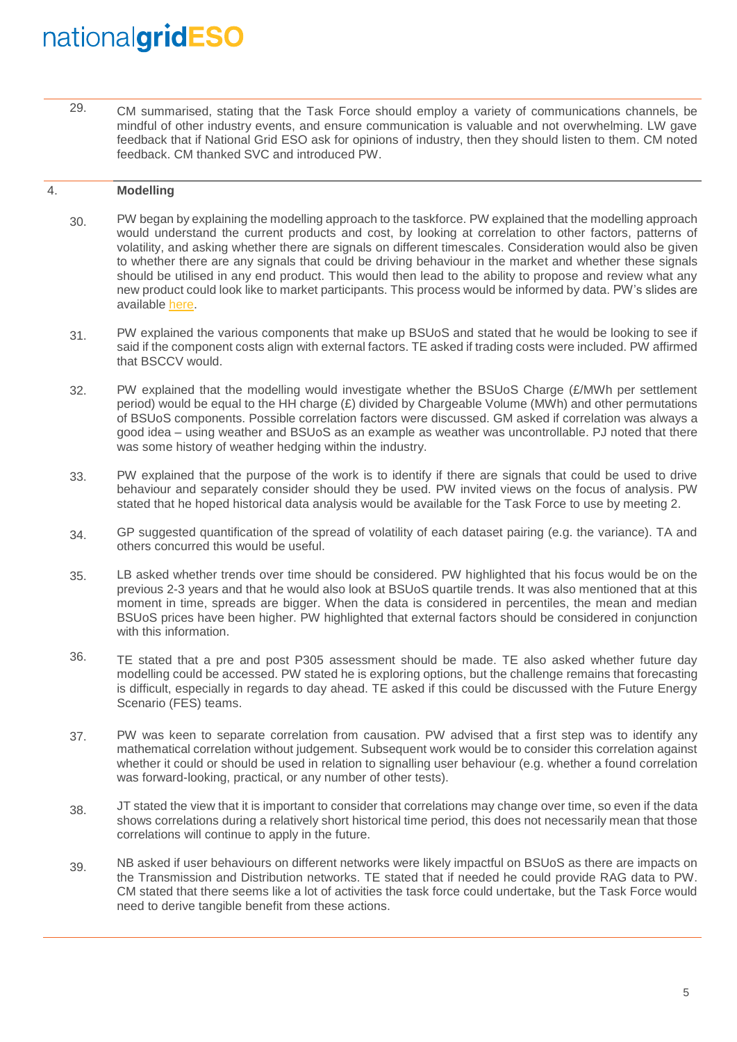29. CM summarised, stating that the Task Force should employ a variety of communications channels, be mindful of other industry events, and ensure communication is valuable and not overwhelming. LW gave feedback that if National Grid ESO ask for opinions of industry, then they should listen to them. CM noted feedback. CM thanked SVC and introduced PW.

## 4. Modelling

30. PW began by explaining the modelling approach to the taskforce. PW explained that the modelling approach would understand the current products and cost, by looking at correlation to other factors, patterns of volatility, and asking whether there are signals on different timescales. Consideration would also be given to whether there are any signals that could be driving behaviour in the market and whether these signals should be utilised in any end product. This would then lead to the ability to propose and review what any new product could look like to market participants. This process would be informed by data. PW's slides are available here.

31. PW explained the various components that make up BSUoS and stated that he would be looking to see if said if the component costs align with external factors. TE asked if trading costs were included. PW affirmed that BSCCV would.

32. PW explained that the modelling would investigate whether the BSUoS Charge (£/MWh per settlement period) would be equal to the HH charge (£) divided by Chargeable Volume (MWh) and other permutations of BSUoS components. Possible correlation factors were discussed. GM asked if correlation was always a good idea – using weather and BSUoS as an example as weather was uncontrollable. PJ noted that there was some history of weather hedging within the industry.

33. PW explained that the purpose of the work is to identify if there are signals that could be used to drive behaviour and separately consider should they be used. PW invited views on the focus of analysis. PW stated that he hoped historical data analysis would be available for the Task Force to use by meeting 2.

34. GP suggested quantification of the spread of volatility of each dataset pairing (e.g. the variance). TA and others concurred this would be useful.

35. LB asked whether trends over time should be considered. PW highlighted that his focus would be on the previous 2-3 years and that he would also look at BSUoS quartile trends. It was also mentioned that at this moment in time, spreads are bigger. When the data is considered in percentiles, the mean and median BSUoS prices have been higher. PW highlighted that external factors should be considered in conjunction with this information.

36. TE stated that a pre and post P305 assessment should be made. TE also asked whether future day modelling could be accessed. PW stated he is exploring options, but the challenge remains that forecasting is difficult, especially in regards to day ahead. TE asked if this could be discussed with the Future Energy Scenario (FES) teams.

37. PW was keen to separate correlation from causation. PW advised that a first step was to identify any mathematical correlation without judgement. Subsequent work would be to consider this correlation against whether it could or should be used in relation to signalling user behaviour (e.g. whether a found correlation was forward-looking, practical, or any number of other tests).

38. JT stated the view that it is important to consider that correlations may change over time, so even if the data shows correlations during a relatively short historical time period, this does not necessarily mean that those correlations will continue to apply in the future.

39. NB asked if user behaviours on different networks were likely impactful on BSUoS as there are impacts on the Transmission and Distribution networks. TE stated that if needed he could provide RAG data to PW. CM stated that there seems like a lot of activities the task force could undertake, but the Task Force would need to derive tangible benefit from these actions.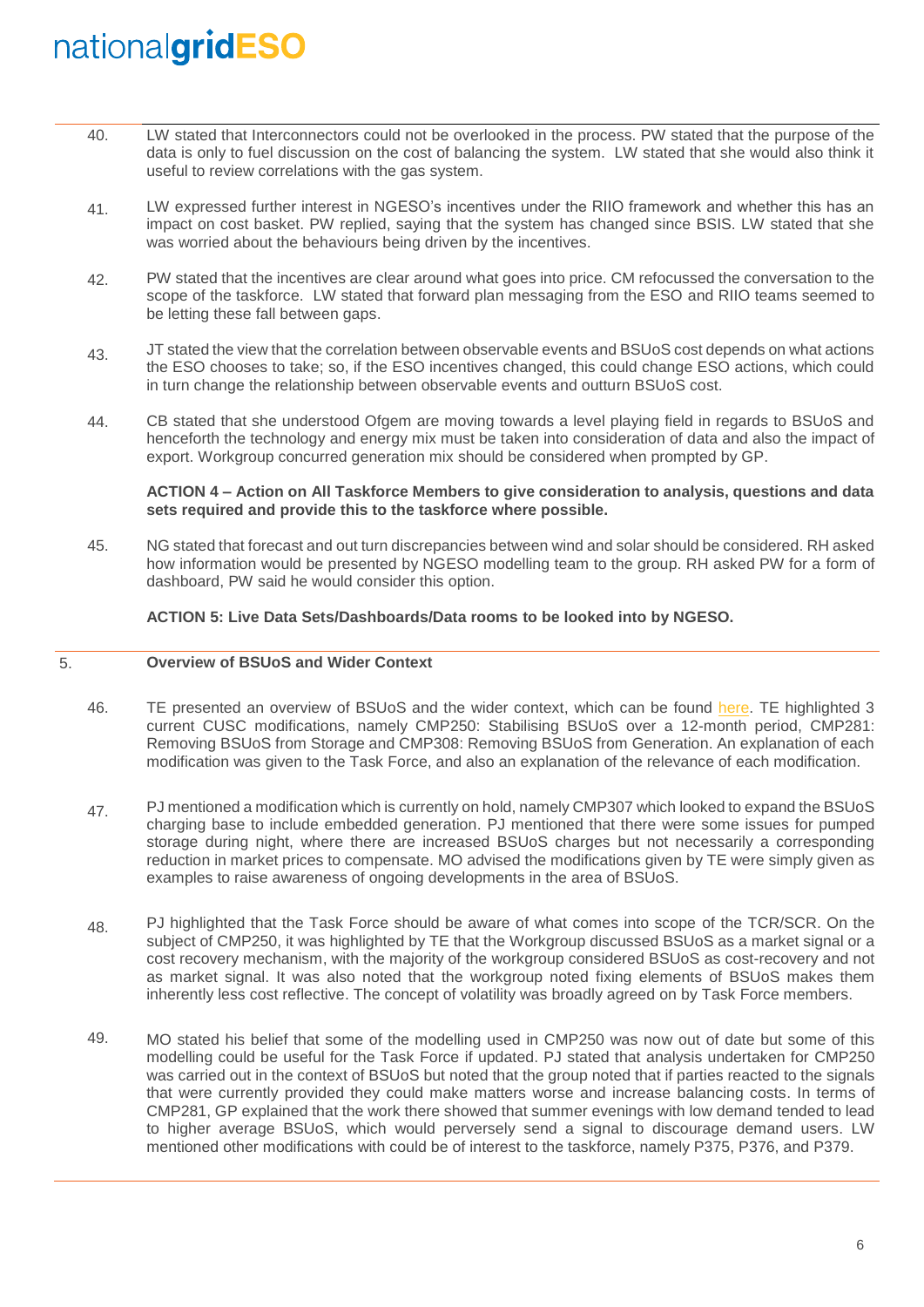40. LW stated that Interconnectors could not be overlooked in the process. PW stated that the purpose of the data is only to fuel discussion on the cost of balancing the system. LW stated that she would also think it useful to review correlations with the gas system.

41. LW expressed further interest in NGESO's incentives under the RIIO framework and whether this has an impact on cost basket. PW replied, saying that the system has changed since BSIS. LW stated that she was worried about the behaviours being driven by the incentives.

42. PW stated that the incentives are clear around what goes into price. CM refocussed the conversation to the scope of the taskforce. LW stated that forward plan messaging from the ESO and RIIO teams seemed to be letting these fall between gaps.

43. JT stated the view that the correlation between observable events and BSUoS cost depends on what actions the ESO chooses to take; so, if the ESO incentives changed, this could change ESO actions, which could in turn change the relationship between observable events and outturn BSUoS cost.

44. CB stated that she understood Ofgem are moving towards a level playing field in regards to BSUoS and henceforth the technology and energy mix must be taken into consideration of data and also the impact of export. Workgroup concurred generation mix should be considered when prompted by GP.

    **ACTION 4 – Action on All Taskforce Members to give consideration to analysis, questions and data sets required and provide this to the taskforce where possible.**

45. NG stated that forecast and out turn discrepancies between wind and solar should be considered. RH asked how information would be presented by NGESO modelling team to the group. RH asked PW for a form of dashboard, PW said he would consider this option.

    **ACTION 5: Live Data Sets/Dashboards/Data rooms to be looked into by NGESO.**

## 5. Overview of BSUoS and Wider Context

46. TE presented an overview of BSUoS and the wider context, which can be found here. TE highlighted 3 current CUSC modifications, namely CMP250: Stabilising BSUoS over a 12-month period, CMP281: Removing BSUoS from Storage and CMP308: Removing BSUoS from Generation. An explanation of each modification was given to the Task Force, and also an explanation of the relevance of each modification.

47. PJ mentioned a modification which is currently on hold, namely CMP307 which looked to expand the BSUoS charging base to include embedded generation. PJ mentioned that there were some issues for pumped storage during night, where there are increased BSUoS charges but not necessarily a corresponding reduction in market prices to compensate. MO advised the modifications given by TE were simply given as examples to raise awareness of ongoing developments in the area of BSUoS.

48. PJ highlighted that the Task Force should be aware of what comes into scope of the TCR/SCR. On the subject of CMP250, it was highlighted by TE that the Workgroup discussed BSUoS as a market signal or a cost recovery mechanism, with the majority of the workgroup considered BSUoS as cost-recovery and not as market signal. It was also noted that the workgroup noted fixing elements of BSUoS makes them inherently less cost reflective. The concept of volatility was broadly agreed on by Task Force members.

49. MO stated his belief that some of the modelling used in CMP250 was now out of date but some of this modelling could be useful for the Task Force if updated. PJ stated that analysis undertaken for CMP250 was carried out in the context of BSUoS but noted that the group noted that if parties reacted to the signals that were currently provided they could make matters worse and increase balancing costs. In terms of CMP281, GP explained that the work there showed that summer evenings with low demand tended to lead to higher average BSUoS, which would perversely send a signal to discourage demand users. LW mentioned other modifications with could be of interest to the taskforce, namely P375, P376, and P379.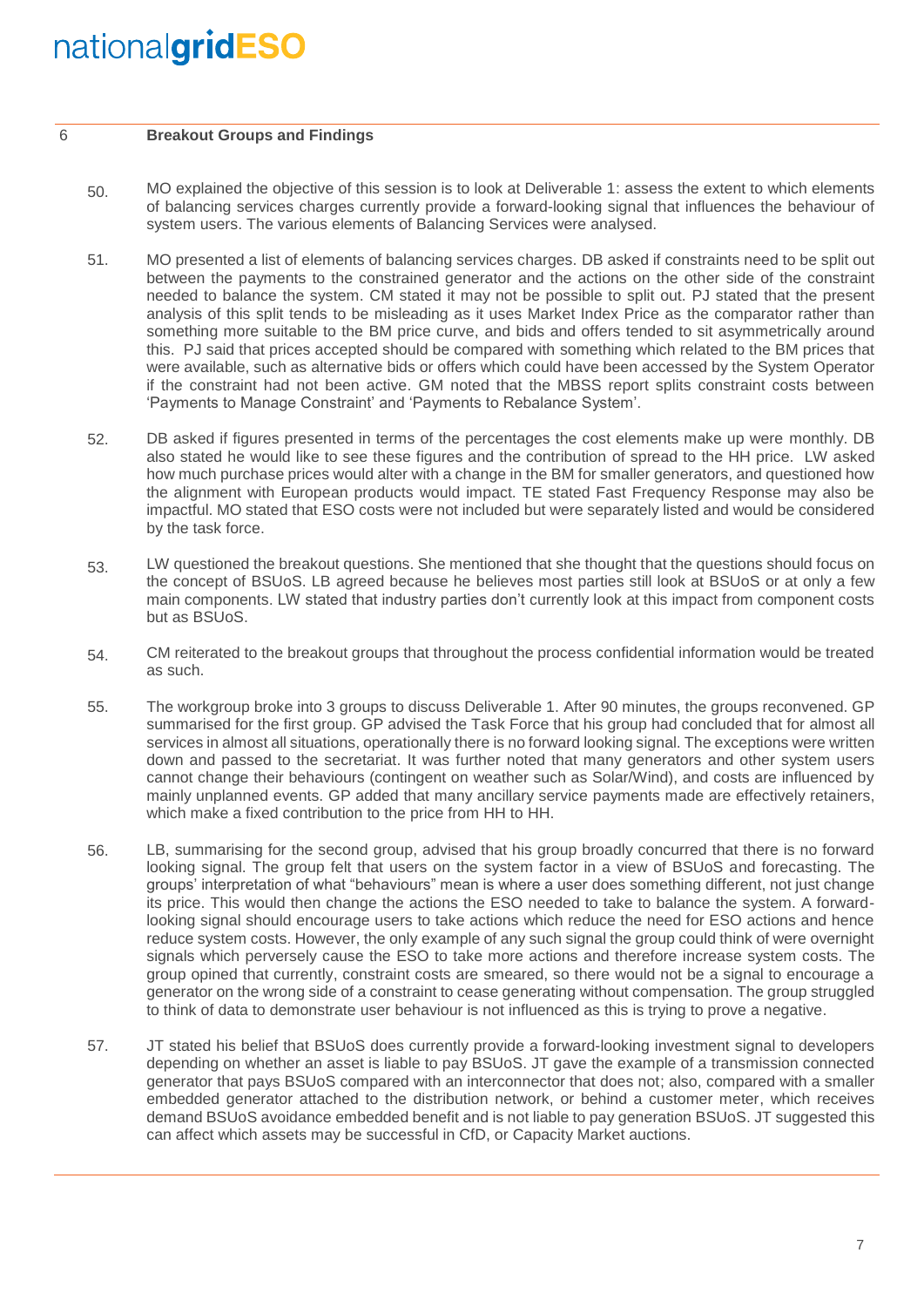## 6 Breakout Groups and Findings

50. MO explained the objective of this session is to look at Deliverable 1: assess the extent to which elements of balancing services charges currently provide a forward-looking signal that influences the behaviour of system users. The various elements of Balancing Services were analysed.

51. MO presented a list of elements of balancing services charges. DB asked if constraints need to be split out between the payments to the constrained generator and the actions on the other side of the constraint needed to balance the system. CM stated it may not be possible to split out. PJ stated that the present analysis of this split tends to be misleading as it uses Market Index Price as the comparator rather than something more suitable to the BM price curve, and bids and offers tended to sit asymmetrically around this. PJ said that prices accepted should be compared with something which related to the BM prices that were available, such as alternative bids or offers which could have been accessed by the System Operator if the constraint had not been active. GM noted that the MBSS report splits constraint costs between 'Payments to Manage Constraint' and 'Payments to Rebalance System'.

52. DB asked if figures presented in terms of the percentages the cost elements make up were monthly. DB also stated he would like to see these figures and the contribution of spread to the HH price. LW asked how much purchase prices would alter with a change in the BM for smaller generators, and questioned how the alignment with European products would impact. TE stated Fast Frequency Response may also be impactful. MO stated that ESO costs were not included but were separately listed and would be considered by the task force.

53. LW questioned the breakout questions. She mentioned that she thought that the questions should focus on the concept of BSUoS. LB agreed because he believes most parties still look at BSUoS or at only a few main components. LW stated that industry parties don't currently look at this impact from component costs but as BSUoS.

54. CM reiterated to the breakout groups that throughout the process confidential information would be treated as such.

55. The workgroup broke into 3 groups to discuss Deliverable 1. After 90 minutes, the groups reconvened. GP summarised for the first group. GP advised the Task Force that his group had concluded that for almost all services in almost all situations, operationally there is no forward looking signal. The exceptions were written down and passed to the secretariat. It was further noted that many generators and other system users cannot change their behaviours (contingent on weather such as Solar/Wind), and costs are influenced by mainly unplanned events. GP added that many ancillary service payments made are effectively retainers, which make a fixed contribution to the price from HH to HH.

56. LB, summarising for the second group, advised that his group broadly concurred that there is no forward looking signal. The group felt that users on the system factor in a view of BSUoS and forecasting. The groups' interpretation of what "behaviours" mean is where a user does something different, not just change its price. This would then change the actions the ESO needed to take to balance the system. A forward-looking signal should encourage users to take actions which reduce the need for ESO actions and hence reduce system costs. However, the only example of any such signal the group could think of were overnight signals which perversely cause the ESO to take more actions and therefore increase system costs. The group opined that currently, constraint costs are smeared, so there would not be a signal to encourage a generator on the wrong side of a constraint to cease generating without compensation. The group struggled to think of data to demonstrate user behaviour is not influenced as this is trying to prove a negative.

57. JT stated his belief that BSUoS does currently provide a forward-looking investment signal to developers depending on whether an asset is liable to pay BSUoS. JT gave the example of a transmission connected generator that pays BSUoS compared with an interconnector that does not; also, compared with a smaller embedded generator attached to the distribution network, or behind a customer meter, which receives demand BSUoS avoidance embedded benefit and is not liable to pay generation BSUoS. JT suggested this can affect which assets may be successful in CfD, or Capacity Market auctions.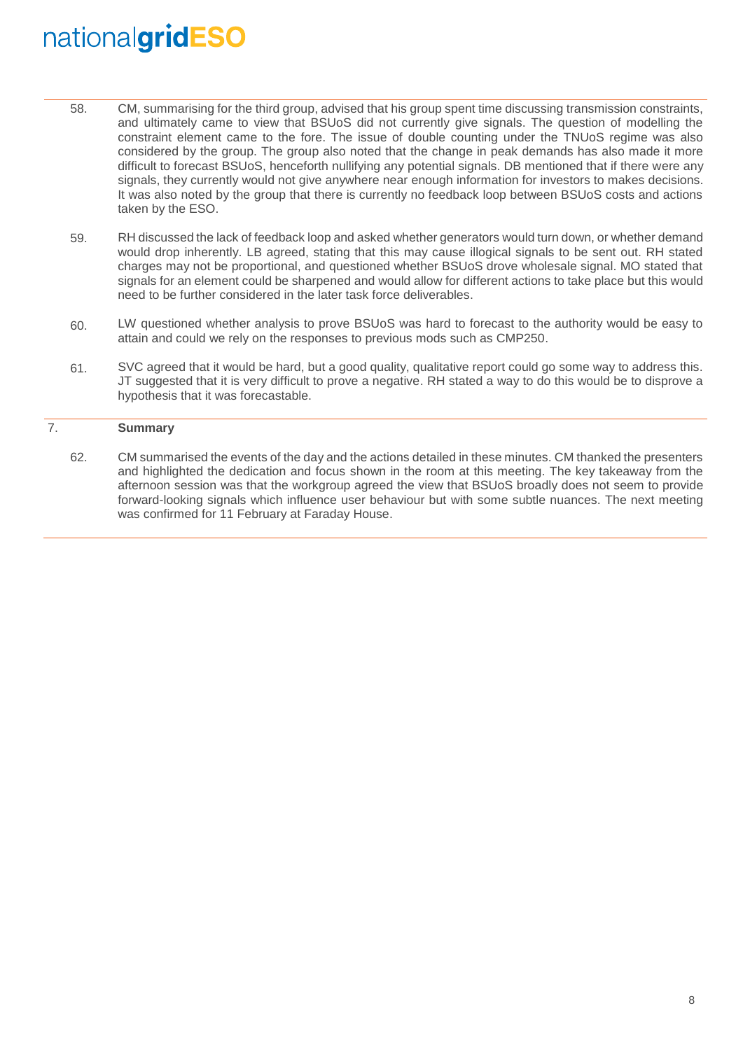58. CM, summarising for the third group, advised that his group spent time discussing transmission constraints, and ultimately came to view that BSUoS did not currently give signals. The question of modelling the constraint element came to the fore. The issue of double counting under the TNUoS regime was also considered by the group. The group also noted that the change in peak demands has also made it more difficult to forecast BSUoS, henceforth nullifying any potential signals. DB mentioned that if there were any signals, they currently would not give anywhere near enough information for investors to makes decisions. It was also noted by the group that there is currently no feedback loop between BSUoS costs and actions taken by the ESO.

59. RH discussed the lack of feedback loop and asked whether generators would turn down, or whether demand would drop inherently. LB agreed, stating that this may cause illogical signals to be sent out. RH stated charges may not be proportional, and questioned whether BSUoS drove wholesale signal. MO stated that signals for an element could be sharpened and would allow for different actions to take place but this would need to be further considered in the later task force deliverables.

60. LW questioned whether analysis to prove BSUoS was hard to forecast to the authority would be easy to attain and could we rely on the responses to previous mods such as CMP250.

61. SVC agreed that it would be hard, but a good quality, qualitative report could go some way to address this. JT suggested that it is very difficult to prove a negative. RH stated a way to do this would be to disprove a hypothesis that it was forecastable.

## 7. Summary

62. CM summarised the events of the day and the actions detailed in these minutes. CM thanked the presenters and highlighted the dedication and focus shown in the room at this meeting. The key takeaway from the afternoon session was that the workgroup agreed the view that BSUoS broadly does not seem to provide forward-looking signals which influence user behaviour but with some subtle nuances. The next meeting was confirmed for 11 February at Faraday House.